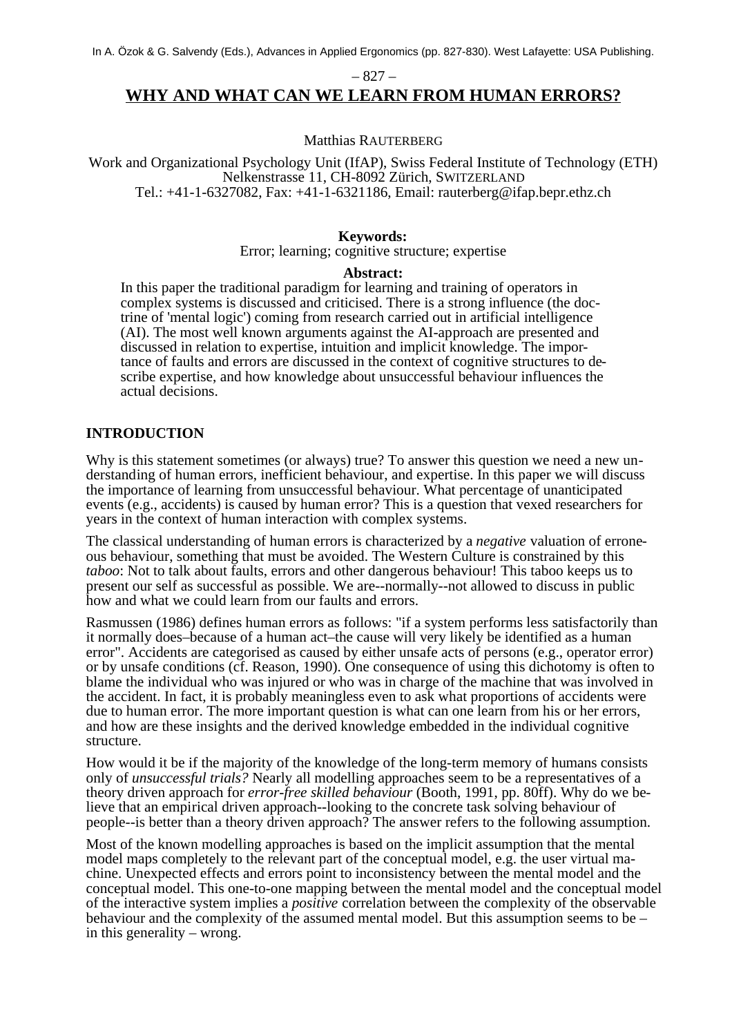In A. Özok & G. Salvendy (Eds.), Advances in Applied Ergonomics (pp. 827-830). West Lafayette: USA Publishing.

# WHY AND WHAT CAN WE LEARN FROM HUMAN ERRORS?

Matthias RAUTERBERG

Work and Organizational Psychology Unit (IfAP), Swiss Federal Institute of Technology (ETH)
Nelkenstrasse 11, CH-8092 Zürich, SWITZERLAND
Tel.: +41-1-6327082, Fax: +41-1-6321186, Email: rauterberg@ifap.bepr.ethz.ch

**Keywords:**
Error; learning; cognitive structure; expertise

**Abstract:**
In this paper the traditional paradigm for learning and training of operators in complex systems is discussed and criticised. There is a strong influence (the doctrine of 'mental logic') coming from research carried out in artificial intelligence (AI). The most well known arguments against the AI-approach are presented and discussed in relation to expertise, intuition and implicit knowledge. The importance of faults and errors are discussed in the context of cognitive structures to describe expertise, and how knowledge about unsuccessful behaviour influences the actual decisions.

## INTRODUCTION

Why is this statement sometimes (or always) true? To answer this question we need a new understanding of human errors, inefficient behaviour, and expertise. In this paper we will discuss the importance of learning from unsuccessful behaviour. What percentage of unanticipated events (e.g., accidents) is caused by human error? This is a question that vexed researchers for years in the context of human interaction with complex systems.

The classical understanding of human errors is characterized by a *negative* valuation of erroneous behaviour, something that must be avoided. The Western Culture is constrained by this *taboo*: Not to talk about faults, errors and other dangerous behaviour! This taboo keeps us to present our self as successful as possible. We are--normally--not allowed to discuss in public how and what we could learn from our faults and errors.

Rasmussen (1986) defines human errors as follows: "if a system performs less satisfactorily than it normally does–because of a human act–the cause will very likely be identified as a human error". Accidents are categorised as caused by either unsafe acts of persons (e.g., operator error) or by unsafe conditions (cf. Reason, 1990). One consequence of using this dichotomy is often to blame the individual who was injured or who was in charge of the machine that was involved in the accident. In fact, it is probably meaningless even to ask what proportions of accidents were due to human error. The more important question is what can one learn from his or her errors, and how are these insights and the derived knowledge embedded in the individual cognitive structure.

How would it be if the majority of the knowledge of the long-term memory of humans consists only of *unsuccessful trials?* Nearly all modelling approaches seem to be a representatives of a theory driven approach for *error-free skilled behaviour* (Booth, 1991, pp. 80ff). Why do we believe that an empirical driven approach--looking to the concrete task solving behaviour of people--is better than a theory driven approach? The answer refers to the following assumption.

Most of the known modelling approaches is based on the implicit assumption that the mental model maps completely to the relevant part of the conceptual model, e.g. the user virtual machine. Unexpected effects and errors point to inconsistency between the mental model and the conceptual model. This one-to-one mapping between the mental model and the conceptual model of the interactive system implies a *positive* correlation between the complexity of the observable behaviour and the complexity of the assumed mental model. But this assumption seems to be – in this generality – wrong.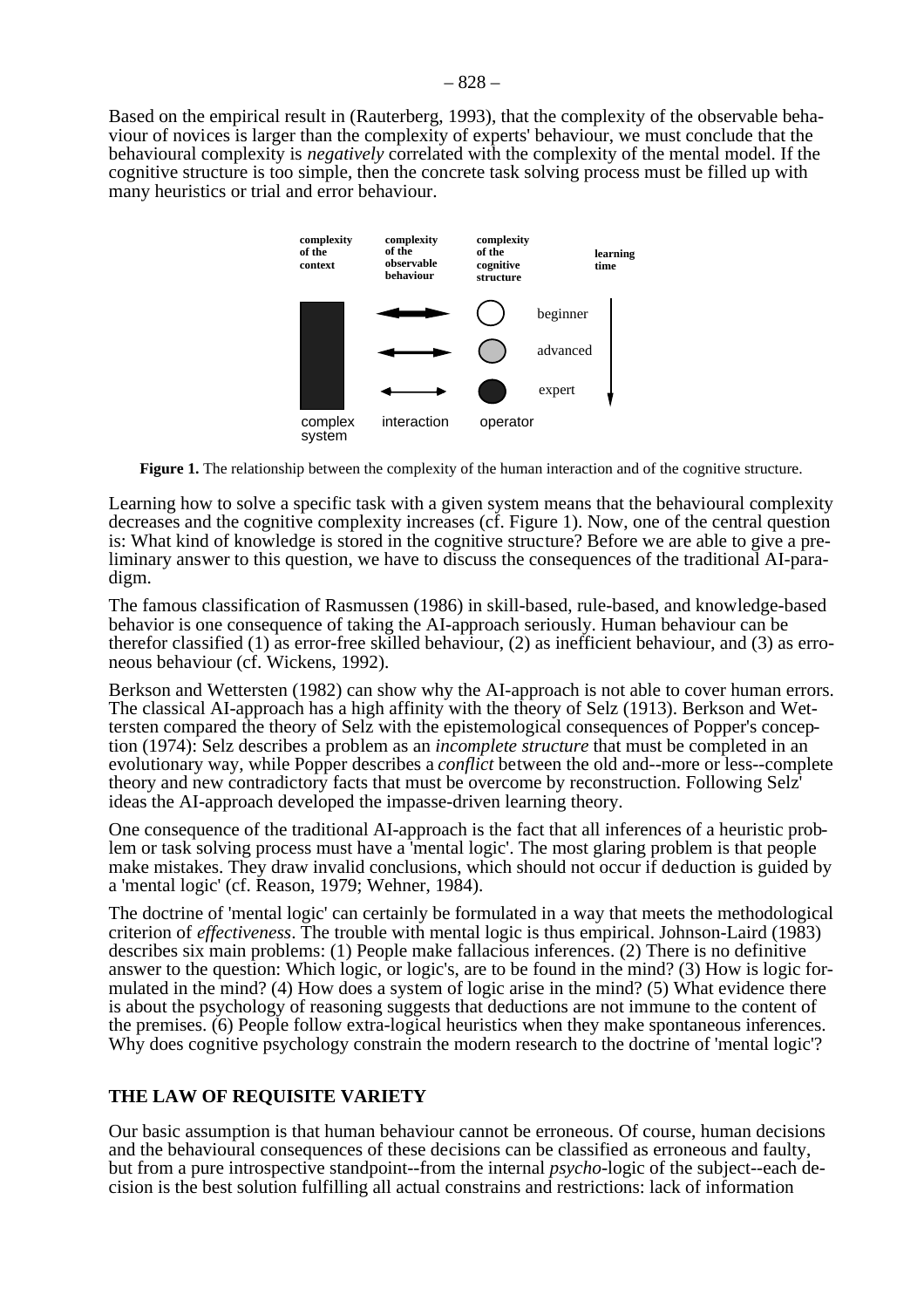Based on the empirical result in (Rauterberg, 1993), that the complexity of the observable behaviour of novices is larger than the complexity of experts' behaviour, we must conclude that the behavioural complexity is *negatively* correlated with the complexity of the mental model. If the cognitive structure is too simple, then the concrete task solving process must be filled up with many heuristics or trial and error behaviour.

complexity of the context
complexity of the observable behaviour
complexity of the cognitive structure
learning time
beginner
advanced
expert
complex system
interaction
operator

**Figure 1.** The relationship between the complexity of the human interaction and of the cognitive structure.

Learning how to solve a specific task with a given system means that the behavioural complexity decreases and the cognitive complexity increases (cf. Figure 1). Now, one of the central question is: What kind of knowledge is stored in the cognitive structure? Before we are able to give a preliminary answer to this question, we have to discuss the consequences of the traditional AI-paradigm.

The famous classification of Rasmussen (1986) in skill-based, rule-based, and knowledge-based behavior is one consequence of taking the AI-approach seriously. Human behaviour can be therefor classified (1) as error-free skilled behaviour, (2) as inefficient behaviour, and (3) as erroneous behaviour (cf. Wickens, 1992).

Berkson and Wettersten (1982) can show why the AI-approach is not able to cover human errors. The classical AI-approach has a high affinity with the theory of Selz (1913). Berkson and Wettersten compared the theory of Selz with the epistemological consequences of Popper's conception (1974): Selz describes a problem as an *incomplete structure* that must be completed in an evolutionary way, while Popper describes a *conflict* between the old and--more or less--complete theory and new contradictory facts that must be overcome by reconstruction. Following Selz' ideas the AI-approach developed the impasse-driven learning theory.

One consequence of the traditional AI-approach is the fact that all inferences of a heuristic problem or task solving process must have a 'mental logic'. The most glaring problem is that people make mistakes. They draw invalid conclusions, which should not occur if deduction is guided by a 'mental logic' (cf. Reason, 1979; Wehner, 1984).

The doctrine of 'mental logic' can certainly be formulated in a way that meets the methodological criterion of *effectiveness*. The trouble with mental logic is thus empirical. Johnson-Laird (1983) describes six main problems: (1) People make fallacious inferences. (2) There is no definitive answer to the question: Which logic, or logic's, are to be found in the mind? (3) How is logic formulated in the mind? (4) How does a system of logic arise in the mind? (5) What evidence there is about the psychology of reasoning suggests that deductions are not immune to the content of the premises. (6) People follow extra-logical heuristics when they make spontaneous inferences. Why does cognitive psychology constrain the modern research to the doctrine of 'mental logic'?

## THE LAW OF REQUISITE VARIETY

Our basic assumption is that human behaviour cannot be erroneous. Of course, human decisions and the behavioural consequences of these decisions can be classified as erroneous and faulty, but from a pure introspective standpoint--from the internal *psycho*-logic of the subject--each decision is the best solution fulfilling all actual constrains and restrictions: lack of information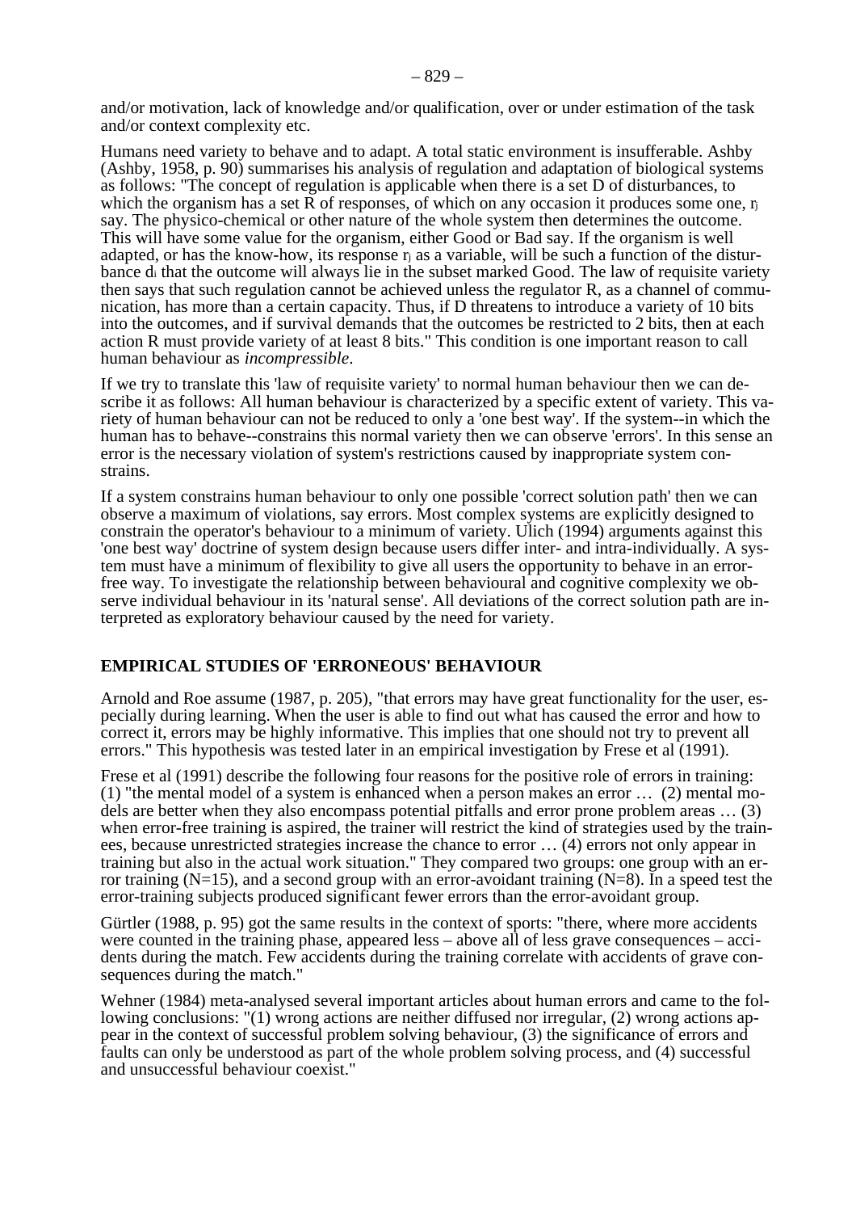and/or motivation, lack of knowledge and/or qualification, over or under estimation of the task and/or context complexity etc.

Humans need variety to behave and to adapt. A total static environment is insufferable. Ashby (Ashby, 1958, p. 90) summarises his analysis of regulation and adaptation of biological systems as follows: "The concept of regulation is applicable when there is a set D of disturbances, to which the organism has a set R of responses, of which on any occasion it produces some one, $r_j$ say. The physico-chemical or other nature of the whole system then determines the outcome. This will have some value for the organism, either Good or Bad say. If the organism is well adapted, or has the know-how, its response $r_j$ as a variable, will be such a function of the disturbance $d_i$ that the outcome will always lie in the subset marked Good. The law of requisite variety then says that such regulation cannot be achieved unless the regulator R, as a channel of communication, has more than a certain capacity. Thus, if D threatens to introduce a variety of 10 bits into the outcomes, and if survival demands that the outcomes be restricted to 2 bits, then at each action R must provide variety of at least 8 bits." This condition is one important reason to call human behaviour as *incompressible*.

If we try to translate this 'law of requisite variety' to normal human behaviour then we can describe it as follows: All human behaviour is characterized by a specific extent of variety. This variety of human behaviour can not be reduced to only a 'one best way'. If the system--in which the human has to behave--constrains this normal variety then we can observe 'errors'. In this sense an error is the necessary violation of system's restrictions caused by inappropriate system constrains.

If a system constrains human behaviour to only one possible 'correct solution path' then we can observe a maximum of violations, say errors. Most complex systems are explicitly designed to constrain the operator's behaviour to a minimum of variety. Ulich (1994) arguments against this 'one best way' doctrine of system design because users differ inter- and intra-individually. A system must have a minimum of flexibility to give all users the opportunity to behave in an error-free way. To investigate the relationship between behavioural and cognitive complexity we observe individual behaviour in its 'natural sense'. All deviations of the correct solution path are interpreted as exploratory behaviour caused by the need for variety.

## EMPIRICAL STUDIES OF 'ERRONEOUS' BEHAVIOUR

Arnold and Roe assume (1987, p. 205), "that errors may have great functionality for the user, especially during learning. When the user is able to find out what has caused the error and how to correct it, errors may be highly informative. This implies that one should not try to prevent all errors." This hypothesis was tested later in an empirical investigation by Frese et al (1991).

Frese et al (1991) describe the following four reasons for the positive role of errors in training: (1) "the mental model of a system is enhanced when a person makes an error … (2) mental models are better when they also encompass potential pitfalls and error prone problem areas … (3) when error-free training is aspired, the trainer will restrict the kind of strategies used by the trainees, because unrestricted strategies increase the chance to error … (4) errors not only appear in training but also in the actual work situation." They compared two groups: one group with an error training (N=15), and a second group with an error-avoidant training (N=8). In a speed test the error-training subjects produced significant fewer errors than the error-avoidant group.

Gürtler (1988, p. 95) got the same results in the context of sports: "there, where more accidents were counted in the training phase, appeared less – above all of less grave consequences – accidents during the match. Few accidents during the training correlate with accidents of grave consequences during the match."

Wehner (1984) meta-analysed several important articles about human errors and came to the following conclusions: "(1) wrong actions are neither diffused nor irregular, (2) wrong actions appear in the context of successful problem solving behaviour, (3) the significance of errors and faults can only be understood as part of the whole problem solving process, and (4) successful and unsuccessful behaviour coexist."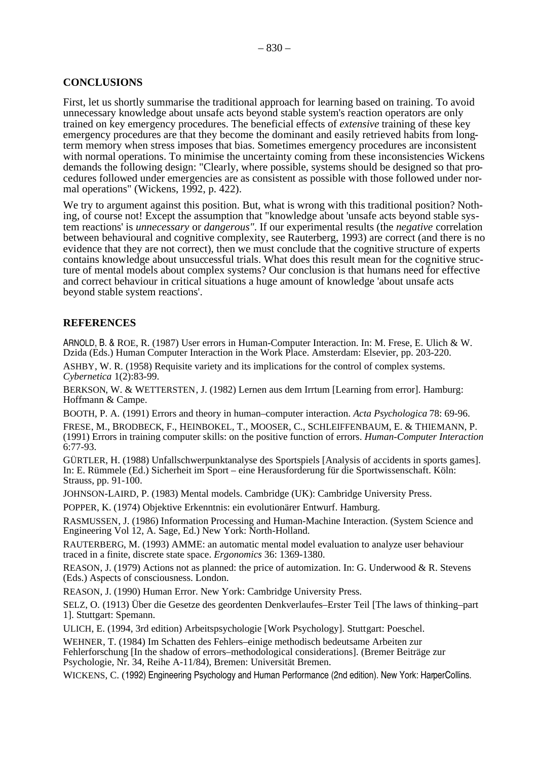## CONCLUSIONS

First, let us shortly summarise the traditional approach for learning based on training. To avoid unnecessary knowledge about unsafe acts beyond stable system's reaction operators are only trained on key emergency procedures. The beneficial effects of *extensive* training of these key emergency procedures are that they become the dominant and easily retrieved habits from long-term memory when stress imposes that bias. Sometimes emergency procedures are inconsistent with normal operations. To minimise the uncertainty coming from these inconsistencies Wickens demands the following design: "Clearly, where possible, systems should be designed so that procedures followed under emergencies are as consistent as possible with those followed under normal operations" (Wickens, 1992, p. 422).

We try to argument against this position. But, what is wrong with this traditional position? Nothing, of course not! Except the assumption that "knowledge about 'unsafe acts beyond stable system reactions' is *unnecessary* or *dangerous"*. If our experimental results (the *negative* correlation between behavioural and cognitive complexity, see Rauterberg, 1993) are correct (and there is no evidence that they are not correct), then we must conclude that the cognitive structure of experts contains knowledge about unsuccessful trials. What does this result mean for the cognitive structure of mental models about complex systems? Our conclusion is that humans need for effective and correct behaviour in critical situations a huge amount of knowledge 'about unsafe acts beyond stable system reactions'.

## REFERENCES

ARNOLD, B. & ROE, R. (1987) User errors in Human-Computer Interaction. In: M. Frese, E. Ulich & W. Dzida (Eds.) Human Computer Interaction in the Work Place. Amsterdam: Elsevier, pp. 203-220.

ASHBY, W. R. (1958) Requisite variety and its implications for the control of complex systems. *Cybernetica* 1(2):83-99.

BERKSON, W. & WETTERSTEN, J. (1982) Lernen aus dem Irrtum [Learning from error]. Hamburg: Hoffmann & Campe.

BOOTH, P. A. (1991) Errors and theory in human–computer interaction. *Acta Psychologica* 78: 69-96.

FRESE, M., BRODBECK, F., HEINBOKEL, T., MOOSER, C., SCHLEIFFENBAUM, E. & THIEMANN, P. (1991) Errors in training computer skills: on the positive function of errors. *Human-Computer Interaction* 6:77-93.

GÜRTLER, H. (1988) Unfallschwerpunktanalyse des Sportspiels [Analysis of accidents in sports games]. In: E. Rümmele (Ed.) Sicherheit im Sport – eine Herausforderung für die Sportwissenschaft. Köln: Strauss, pp. 91-100.

JOHNSON-LAIRD, P. (1983) Mental models. Cambridge (UK): Cambridge University Press.

POPPER, K. (1974) Objektive Erkenntnis: ein evolutionärer Entwurf. Hamburg.

RASMUSSEN, J. (1986) Information Processing and Human-Machine Interaction. (System Science and Engineering Vol 12, A. Sage, Ed.) New York: North-Holland.

RAUTERBERG, M. (1993) AMME: an automatic mental model evaluation to analyze user behaviour traced in a finite, discrete state space. *Ergonomics* 36: 1369-1380.

REASON, J. (1979) Actions not as planned: the price of automization. In: G. Underwood & R. Stevens (Eds.) Aspects of consciousness. London.

REASON, J. (1990) Human Error. New York: Cambridge University Press.

SELZ, O. (1913) Über die Gesetze des geordenten Denkverlaufes–Erster Teil [The laws of thinking–part 1]. Stuttgart: Spemann.

ULICH, E. (1994, 3rd edition) Arbeitspsychologie [Work Psychology]. Stuttgart: Poeschel.

WEHNER, T. (1984) Im Schatten des Fehlers–einige methodisch bedeutsame Arbeiten zur Fehlerforschung [In the shadow of errors–methodological considerations]. (Bremer Beiträge zur Psychologie, Nr. 34, Reihe A-11/84), Bremen: Universität Bremen.

WICKENS, C. (1992) Engineering Psychology and Human Performance (2nd edition). New York: HarperCollins.